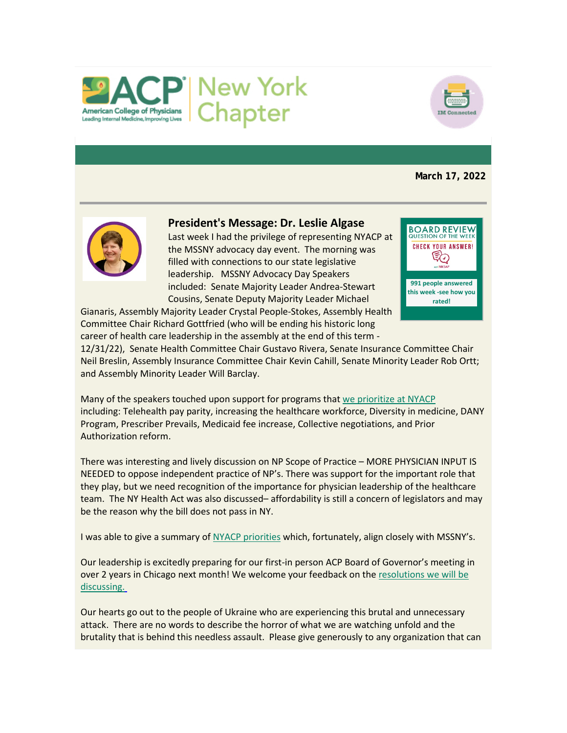ACP American College of Physicians | New York Chapter

IM Connected

March 17, 2022

## President's Message: Dr. Leslie Algase

**BOARD REVIEW** QUESTION OF THE WEEK

CHECK YOUR ANSWER!

**991 people answered this week -see how you rated!**

Last week I had the privilege of representing NYACP at the MSSNY advocacy day event. The morning was filled with connections to our state legislative leadership. MSSNY Advocacy Day Speakers included: Senate Majority Leader Andrea-Stewart Cousins, Senate Deputy Majority Leader Michael Gianaris, Assembly Majority Leader Crystal People-Stokes, Assembly Health Committee Chair Richard Gottfried (who will be ending his historic long career of health care leadership in the assembly at the end of this term - 12/31/22), Senate Health Committee Chair Gustavo Rivera, Senate Insurance Committee Chair Neil Breslin, Assembly Insurance Committee Chair Kevin Cahill, Senate Minority Leader Rob Ortt; and Assembly Minority Leader Will Barclay.

Many of the speakers touched upon support for programs that we prioritize at NYACP including: Telehealth pay parity, increasing the healthcare workforce, Diversity in medicine, DANY Program, Prescriber Prevails, Medicaid fee increase, Collective negotiations, and Prior Authorization reform.

There was interesting and lively discussion on NP Scope of Practice – MORE PHYSICIAN INPUT IS NEEDED to oppose independent practice of NP's. There was support for the important role that they play, but we need recognition of the importance for physician leadership of the healthcare team. The NY Health Act was also discussed– affordability is still a concern of legislators and may be the reason why the bill does not pass in NY.

I was able to give a summary of NYACP priorities which, fortunately, align closely with MSSNY's.

Our leadership is excitedly preparing for our first-in person ACP Board of Governor's meeting in over 2 years in Chicago next month! We welcome your feedback on the resolutions we will be discussing.

Our hearts go out to the people of Ukraine who are experiencing this brutal and unnecessary attack. There are no words to describe the horror of what we are watching unfold and the brutality that is behind this needless assault. Please give generously to any organization that can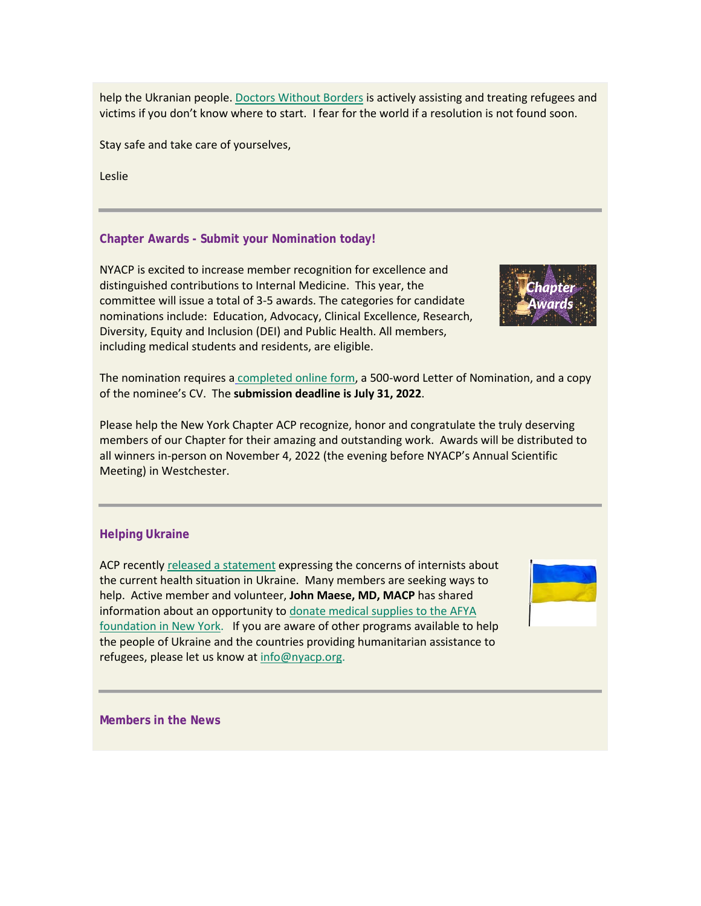help the Ukranian people. Doctors Without Borders is actively assisting and treating refugees and victims if you don't know where to start. I fear for the world if a resolution is not found soon.

Stay safe and take care of yourselves,

Leslie

---

### Chapter Awards - Submit your Nomination today!

NYACP is excited to increase member recognition for excellence and distinguished contributions to Internal Medicine. This year, the committee will issue a total of 3-5 awards. The categories for candidate nominations include: Education, Advocacy, Clinical Excellence, Research, Diversity, Equity and Inclusion (DEI) and Public Health. All members, including medical students and residents, are eligible.

The nomination requires a completed online form, a 500-word Letter of Nomination, and a copy of the nominee's CV. The **submission deadline is July 31, 2022**.

Please help the New York Chapter ACP recognize, honor and congratulate the truly deserving members of our Chapter for their amazing and outstanding work. Awards will be distributed to all winners in-person on November 4, 2022 (the evening before NYACP's Annual Scientific Meeting) in Westchester.

---

### Helping Ukraine

ACP recently released a statement expressing the concerns of internists about the current health situation in Ukraine. Many members are seeking ways to help. Active member and volunteer, **John Maese, MD, MACP** has shared information about an opportunity to donate medical supplies to the AFYA foundation in New York. If you are aware of other programs available to help the people of Ukraine and the countries providing humanitarian assistance to refugees, please let us know at info@nyacp.org.

---

### Members in the News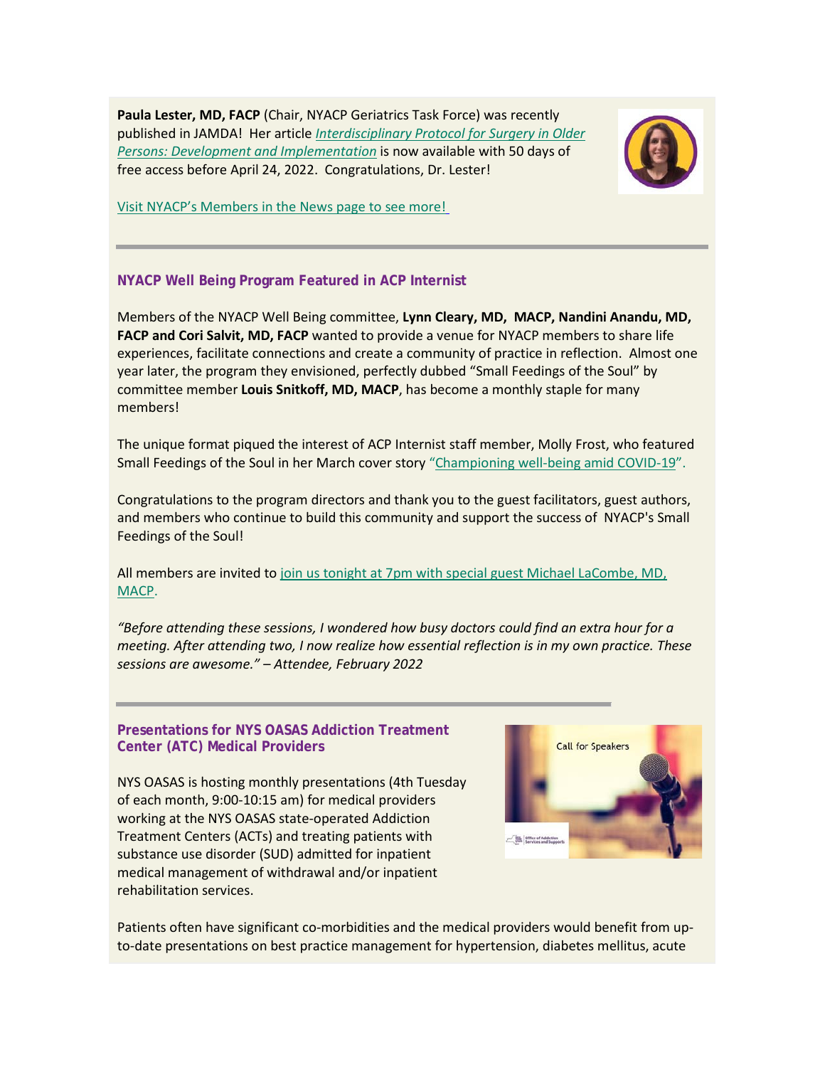**Paula Lester, MD, FACP** (Chair, NYACP Geriatrics Task Force) was recently published in JAMDA! Her article *Interdisciplinary Protocol for Surgery in Older Persons: Development and Implementation* is now available with 50 days of free access before April 24, 2022. Congratulations, Dr. Lester!

Visit NYACP's Members in the News page to see more!

---

### NYACP Well Being Program Featured in ACP Internist

Members of the NYACP Well Being committee, **Lynn Cleary, MD, MACP, Nandini Anandu, MD, FACP and Cori Salvit, MD, FACP** wanted to provide a venue for NYACP members to share life experiences, facilitate connections and create a community of practice in reflection. Almost one year later, the program they envisioned, perfectly dubbed "Small Feedings of the Soul" by committee member **Louis Snitkoff, MD, MACP**, has become a monthly staple for many members!

The unique format piqued the interest of ACP Internist staff member, Molly Frost, who featured Small Feedings of the Soul in her March cover story "Championing well-being amid COVID-19".

Congratulations to the program directors and thank you to the guest facilitators, guest authors, and members who continue to build this community and support the success of NYACP's Small Feedings of the Soul!

All members are invited to join us tonight at 7pm with special guest Michael LaCombe, MD, MACP.

*"Before attending these sessions, I wondered how busy doctors could find an extra hour for a meeting. After attending two, I now realize how essential reflection is in my own practice. These sessions are awesome." – Attendee, February 2022*

---

### Presentations for NYS OASAS Addiction Treatment Center (ATC) Medical Providers

NYS OASAS is hosting monthly presentations (4th Tuesday of each month, 9:00-10:15 am) for medical providers working at the NYS OASAS state-operated Addiction Treatment Centers (ACTs) and treating patients with substance use disorder (SUD) admitted for inpatient medical management of withdrawal and/or inpatient rehabilitation services.

Patients often have significant co-morbidities and the medical providers would benefit from up-to-date presentations on best practice management for hypertension, diabetes mellitus, acute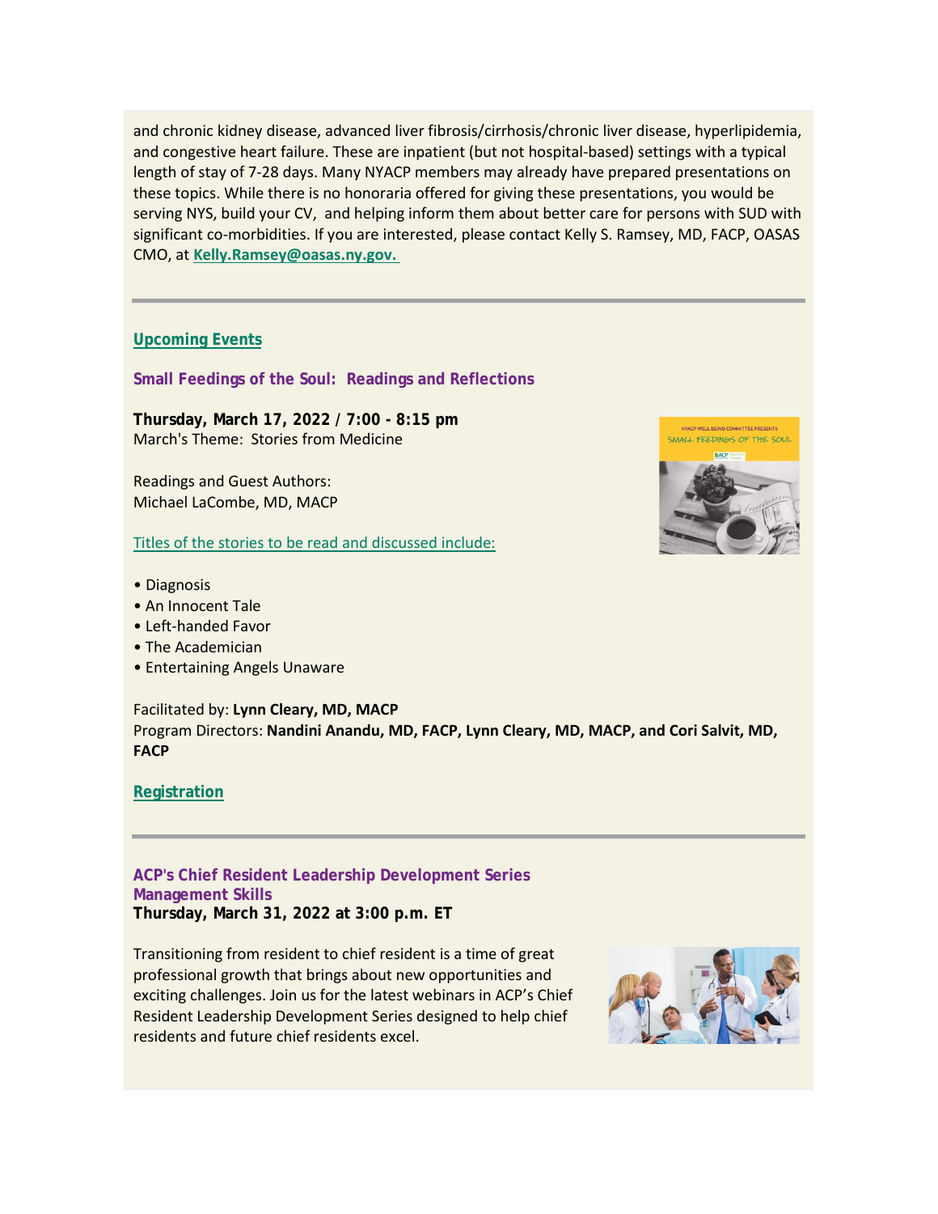and chronic kidney disease, advanced liver fibrosis/cirrhosis/chronic liver disease, hyperlipidemia, and congestive heart failure. These are inpatient (but not hospital-based) settings with a typical length of stay of 7-28 days. Many NYACP members may already have prepared presentations on these topics. While there is no honoraria offered for giving these presentations, you would be serving NYS, build your CV, and helping inform them about better care for persons with SUD with significant co-morbidities. If you are interested, please contact Kelly S. Ramsey, MD, FACP, OASAS CMO, at **Kelly.Ramsey@oasas.ny.gov.**

---

## Upcoming Events

### Small Feedings of the Soul: Readings and Reflections

**Thursday, March 17, 2022 / 7:00 - 8:15 pm**
March's Theme: Stories from Medicine

Readings and Guest Authors:
Michael LaCombe, MD, MACP

Titles of the stories to be read and discussed include:

- Diagnosis
- An Innocent Tale
- Left-handed Favor
- The Academician
- Entertaining Angels Unaware

Facilitated by: **Lynn Cleary, MD, MACP**
Program Directors: **Nandini Anandu, MD, FACP, Lynn Cleary, MD, MACP, and Cori Salvit, MD, FACP**

**Registration**

---

### ACP's Chief Resident Leadership Development Series
### Management Skills
**Thursday, March 31, 2022 at 3:00 p.m. ET**

Transitioning from resident to chief resident is a time of great professional growth that brings about new opportunities and exciting challenges. Join us for the latest webinars in ACP's Chief Resident Leadership Development Series designed to help chief residents and future chief residents excel.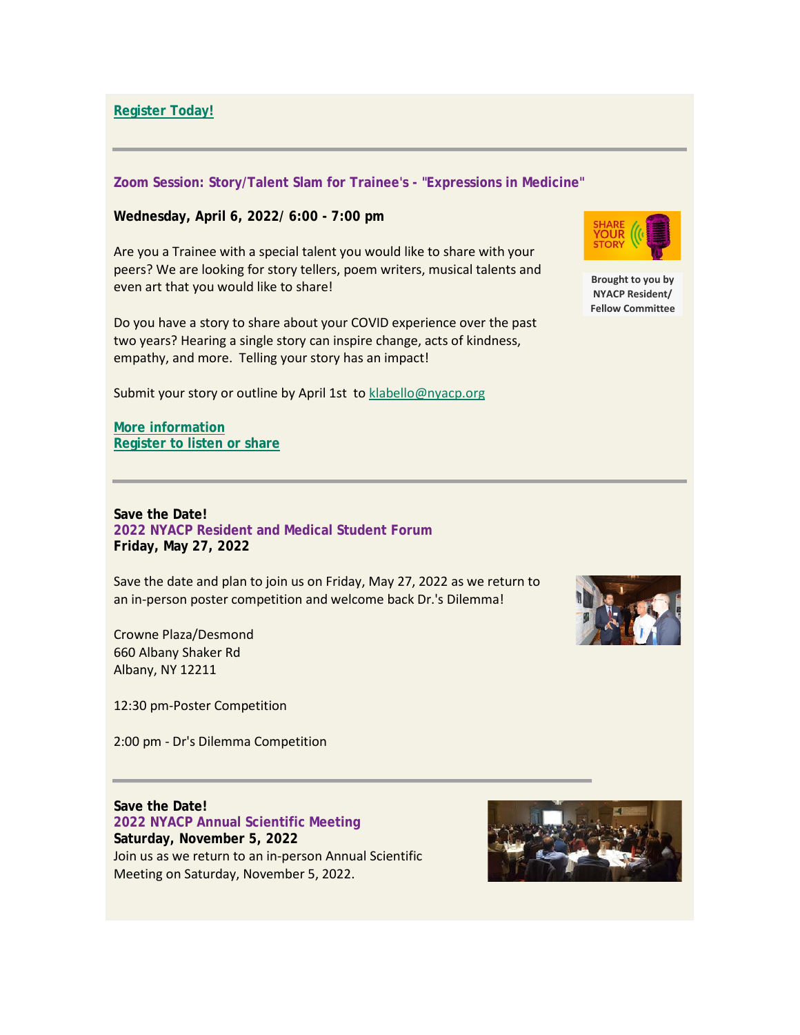**Register Today!**

---

### Zoom Session: Story/Talent Slam for Trainee's - "Expressions in Medicine"

**Wednesday, April 6, 2022/ 6:00 - 7:00 pm**

Are you a Trainee with a special talent you would like to share with your peers? We are looking for story tellers, poem writers, musical talents and even art that you would like to share!

Do you have a story to share about your COVID experience over the past two years? Hearing a single story can inspire change, acts of kindness, empathy, and more. Telling your story has an impact!

Submit your story or outline by April 1st to klabello@nyacp.org

Brought to you by NYACP Resident/ Fellow Committee

**More information**
**Register to listen or share**

---

**Save the Date!**
### 2022 NYACP Resident and Medical Student Forum
**Friday, May 27, 2022**

Save the date and plan to join us on Friday, May 27, 2022 as we return to an in-person poster competition and welcome back Dr.'s Dilemma!

Crowne Plaza/Desmond
660 Albany Shaker Rd
Albany, NY 12211

12:30 pm-Poster Competition

2:00 pm - Dr's Dilemma Competition

---

**Save the Date!**
### 2022 NYACP Annual Scientific Meeting
**Saturday, November 5, 2022**
Join us as we return to an in-person Annual Scientific Meeting on Saturday, November 5, 2022.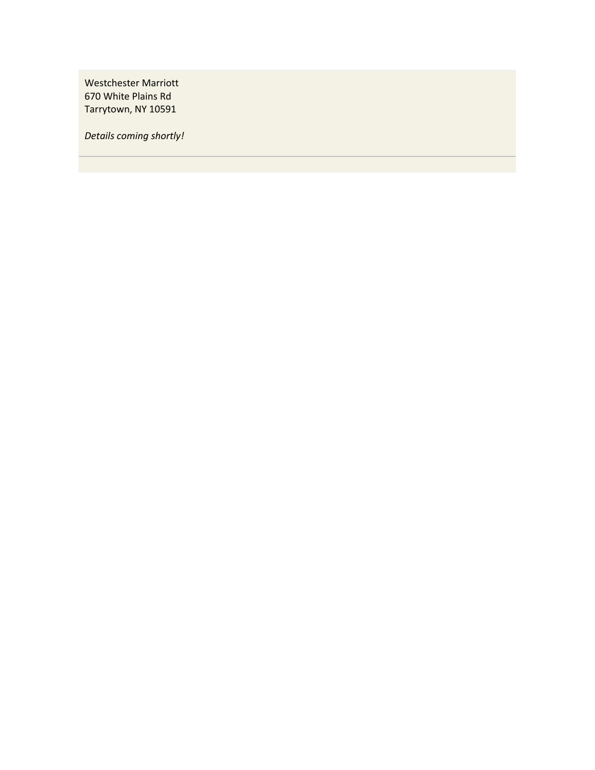Westchester Marriott
670 White Plains Rd
Tarrytown, NY 10591

*Details coming shortly!*

---